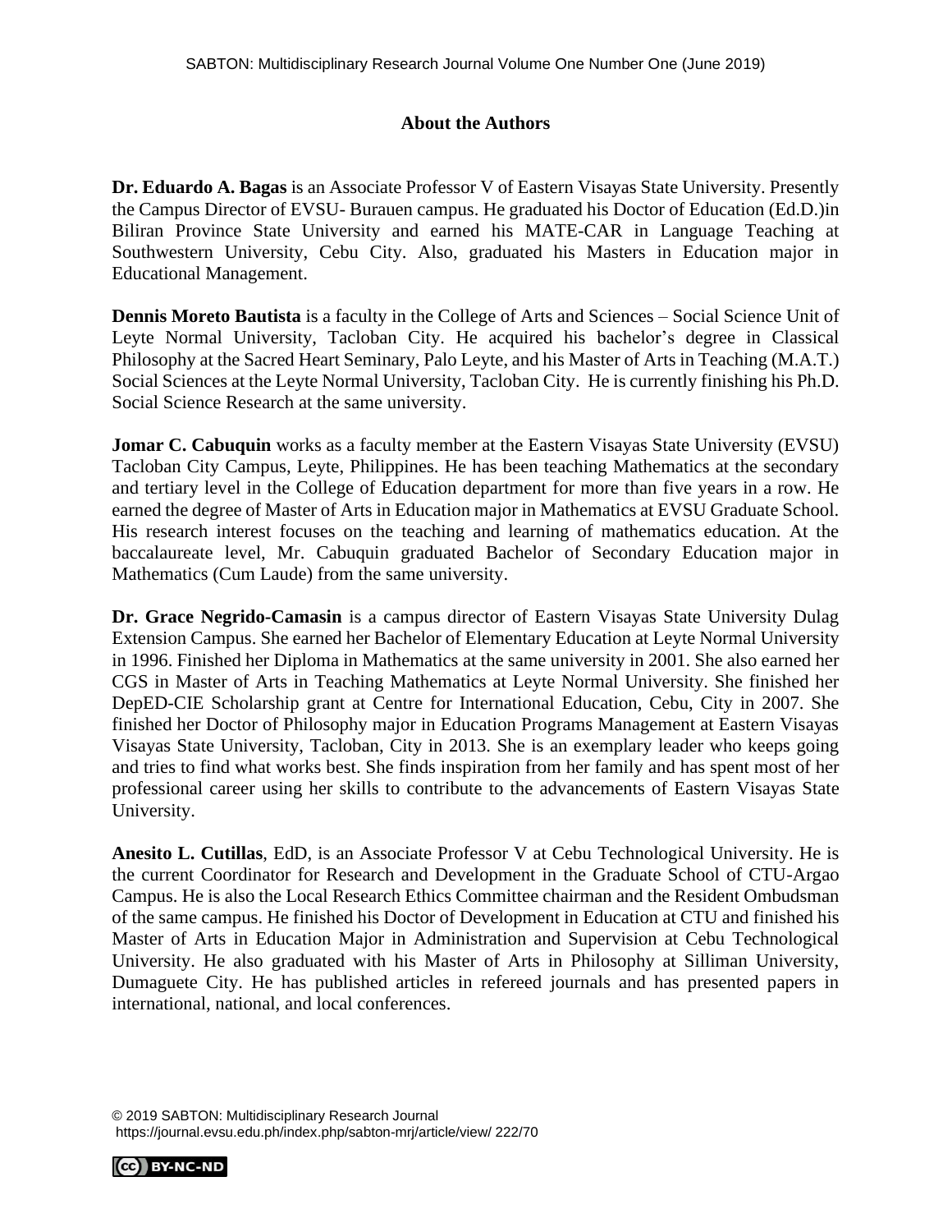## About the Authors

**Dr. Eduardo A. Bagas** is an Associate Professor V of Eastern Visayas State University. Presently the Campus Director of EVSU- Burauen campus. He graduated his Doctor of Education (Ed.D.)in Biliran Province State University and earned his MATE-CAR in Language Teaching at Southwestern University, Cebu City. Also, graduated his Masters in Education major in Educational Management.

**Dennis Moreto Bautista** is a faculty in the College of Arts and Sciences – Social Science Unit of Leyte Normal University, Tacloban City. He acquired his bachelor's degree in Classical Philosophy at the Sacred Heart Seminary, Palo Leyte, and his Master of Arts in Teaching (M.A.T.) Social Sciences at the Leyte Normal University, Tacloban City. He is currently finishing his Ph.D. Social Science Research at the same university.

**Jomar C. Cabuquin** works as a faculty member at the Eastern Visayas State University (EVSU) Tacloban City Campus, Leyte, Philippines. He has been teaching Mathematics at the secondary and tertiary level in the College of Education department for more than five years in a row. He earned the degree of Master of Arts in Education major in Mathematics at EVSU Graduate School. His research interest focuses on the teaching and learning of mathematics education. At the baccalaureate level, Mr. Cabuquin graduated Bachelor of Secondary Education major in Mathematics (Cum Laude) from the same university.

**Dr. Grace Negrido-Camasin** is a campus director of Eastern Visayas State University Dulag Extension Campus. She earned her Bachelor of Elementary Education at Leyte Normal University in 1996. Finished her Diploma in Mathematics at the same university in 2001. She also earned her CGS in Master of Arts in Teaching Mathematics at Leyte Normal University. She finished her DepED-CIE Scholarship grant at Centre for International Education, Cebu, City in 2007. She finished her Doctor of Philosophy major in Education Programs Management at Eastern Visayas Visayas State University, Tacloban, City in 2013. She is an exemplary leader who keeps going and tries to find what works best. She finds inspiration from her family and has spent most of her professional career using her skills to contribute to the advancements of Eastern Visayas State University.

**Anesito L. Cutillas**, EdD, is an Associate Professor V at Cebu Technological University. He is the current Coordinator for Research and Development in the Graduate School of CTU-Argao Campus. He is also the Local Research Ethics Committee chairman and the Resident Ombudsman of the same campus. He finished his Doctor of Development in Education at CTU and finished his Master of Arts in Education Major in Administration and Supervision at Cebu Technological University. He also graduated with his Master of Arts in Philosophy at Silliman University, Dumaguete City. He has published articles in refereed journals and has presented papers in international, national, and local conferences.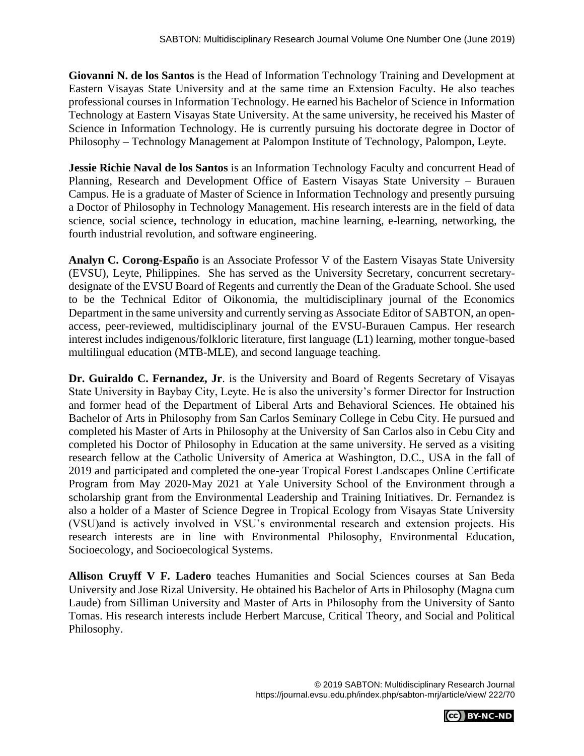**Giovanni N. de los Santos** is the Head of Information Technology Training and Development at Eastern Visayas State University and at the same time an Extension Faculty. He also teaches professional courses in Information Technology. He earned his Bachelor of Science in Information Technology at Eastern Visayas State University. At the same university, he received his Master of Science in Information Technology. He is currently pursuing his doctorate degree in Doctor of Philosophy – Technology Management at Palompon Institute of Technology, Palompon, Leyte.

**Jessie Richie Naval de los Santos** is an Information Technology Faculty and concurrent Head of Planning, Research and Development Office of Eastern Visayas State University – Burauen Campus. He is a graduate of Master of Science in Information Technology and presently pursuing a Doctor of Philosophy in Technology Management. His research interests are in the field of data science, social science, technology in education, machine learning, e-learning, networking, the fourth industrial revolution, and software engineering.

**Analyn C. Corong-Españo** is an Associate Professor V of the Eastern Visayas State University (EVSU), Leyte, Philippines. She has served as the University Secretary, concurrent secretary-designate of the EVSU Board of Regents and currently the Dean of the Graduate School. She used to be the Technical Editor of Oikonomia, the multidisciplinary journal of the Economics Department in the same university and currently serving as Associate Editor of SABTON, an open-access, peer-reviewed, multidisciplinary journal of the EVSU-Burauen Campus. Her research interest includes indigenous/folkloric literature, first language (L1) learning, mother tongue-based multilingual education (MTB-MLE), and second language teaching.

**Dr. Guiraldo C. Fernandez, Jr**. is the University and Board of Regents Secretary of Visayas State University in Baybay City, Leyte. He is also the university's former Director for Instruction and former head of the Department of Liberal Arts and Behavioral Sciences. He obtained his Bachelor of Arts in Philosophy from San Carlos Seminary College in Cebu City. He pursued and completed his Master of Arts in Philosophy at the University of San Carlos also in Cebu City and completed his Doctor of Philosophy in Education at the same university. He served as a visiting research fellow at the Catholic University of America at Washington, D.C., USA in the fall of 2019 and participated and completed the one-year Tropical Forest Landscapes Online Certificate Program from May 2020-May 2021 at Yale University School of the Environment through a scholarship grant from the Environmental Leadership and Training Initiatives. Dr. Fernandez is also a holder of a Master of Science Degree in Tropical Ecology from Visayas State University (VSU)and is actively involved in VSU's environmental research and extension projects. His research interests are in line with Environmental Philosophy, Environmental Education, Socioecology, and Socioecological Systems.

**Allison Cruyff V F. Ladero** teaches Humanities and Social Sciences courses at San Beda University and Jose Rizal University. He obtained his Bachelor of Arts in Philosophy (Magna cum Laude) from Silliman University and Master of Arts in Philosophy from the University of Santo Tomas. His research interests include Herbert Marcuse, Critical Theory, and Social and Political Philosophy.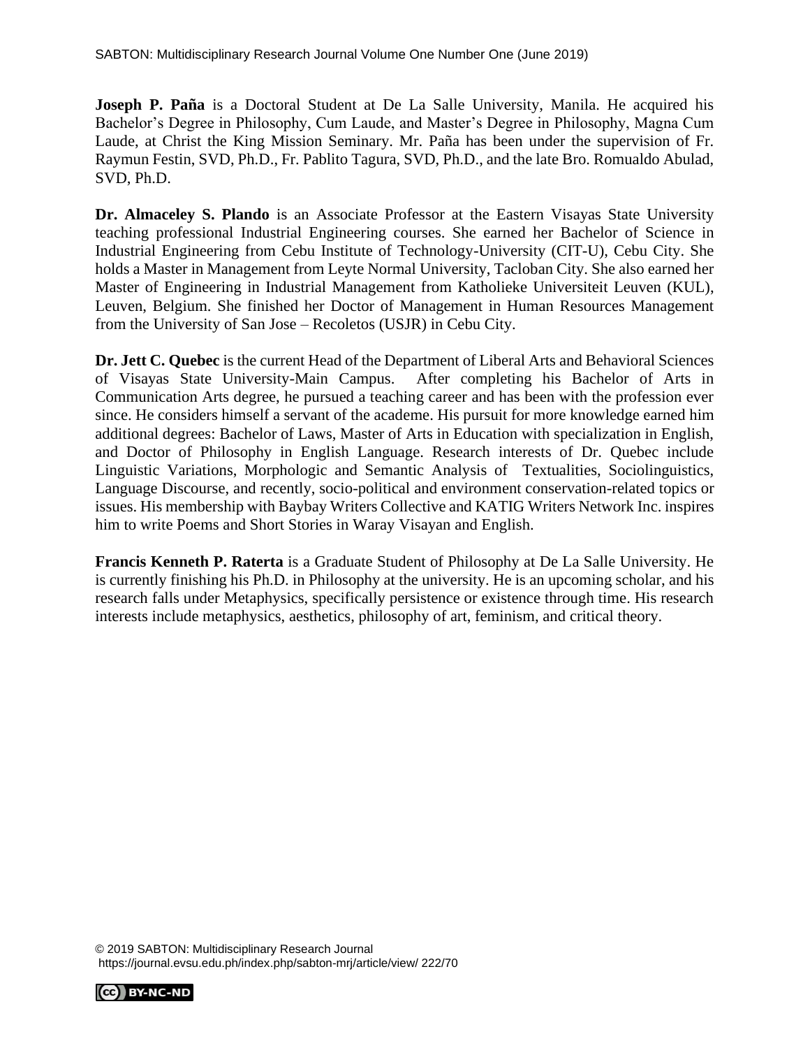**Joseph P. Paña** is a Doctoral Student at De La Salle University, Manila. He acquired his Bachelor's Degree in Philosophy, Cum Laude, and Master's Degree in Philosophy, Magna Cum Laude, at Christ the King Mission Seminary. Mr. Paña has been under the supervision of Fr. Raymun Festin, SVD, Ph.D., Fr. Pablito Tagura, SVD, Ph.D., and the late Bro. Romualdo Abulad, SVD, Ph.D.

**Dr. Almaceley S. Plando** is an Associate Professor at the Eastern Visayas State University teaching professional Industrial Engineering courses. She earned her Bachelor of Science in Industrial Engineering from Cebu Institute of Technology-University (CIT-U), Cebu City. She holds a Master in Management from Leyte Normal University, Tacloban City. She also earned her Master of Engineering in Industrial Management from Katholieke Universiteit Leuven (KUL), Leuven, Belgium. She finished her Doctor of Management in Human Resources Management from the University of San Jose – Recoletos (USJR) in Cebu City.

**Dr. Jett C. Quebec** is the current Head of the Department of Liberal Arts and Behavioral Sciences of Visayas State University-Main Campus. After completing his Bachelor of Arts in Communication Arts degree, he pursued a teaching career and has been with the profession ever since. He considers himself a servant of the academe. His pursuit for more knowledge earned him additional degrees: Bachelor of Laws, Master of Arts in Education with specialization in English, and Doctor of Philosophy in English Language. Research interests of Dr. Quebec include Linguistic Variations, Morphologic and Semantic Analysis of Textualities, Sociolinguistics, Language Discourse, and recently, socio-political and environment conservation-related topics or issues. His membership with Baybay Writers Collective and KATIG Writers Network Inc. inspires him to write Poems and Short Stories in Waray Visayan and English.

**Francis Kenneth P. Raterta** is a Graduate Student of Philosophy at De La Salle University. He is currently finishing his Ph.D. in Philosophy at the university. He is an upcoming scholar, and his research falls under Metaphysics, specifically persistence or existence through time. His research interests include metaphysics, aesthetics, philosophy of art, feminism, and critical theory.

© 2019 SABTON: Multidisciplinary Research Journal
https://journal.evsu.edu.ph/index.php/sabton-mrj/article/view/ 222/70

BY-NC-ND